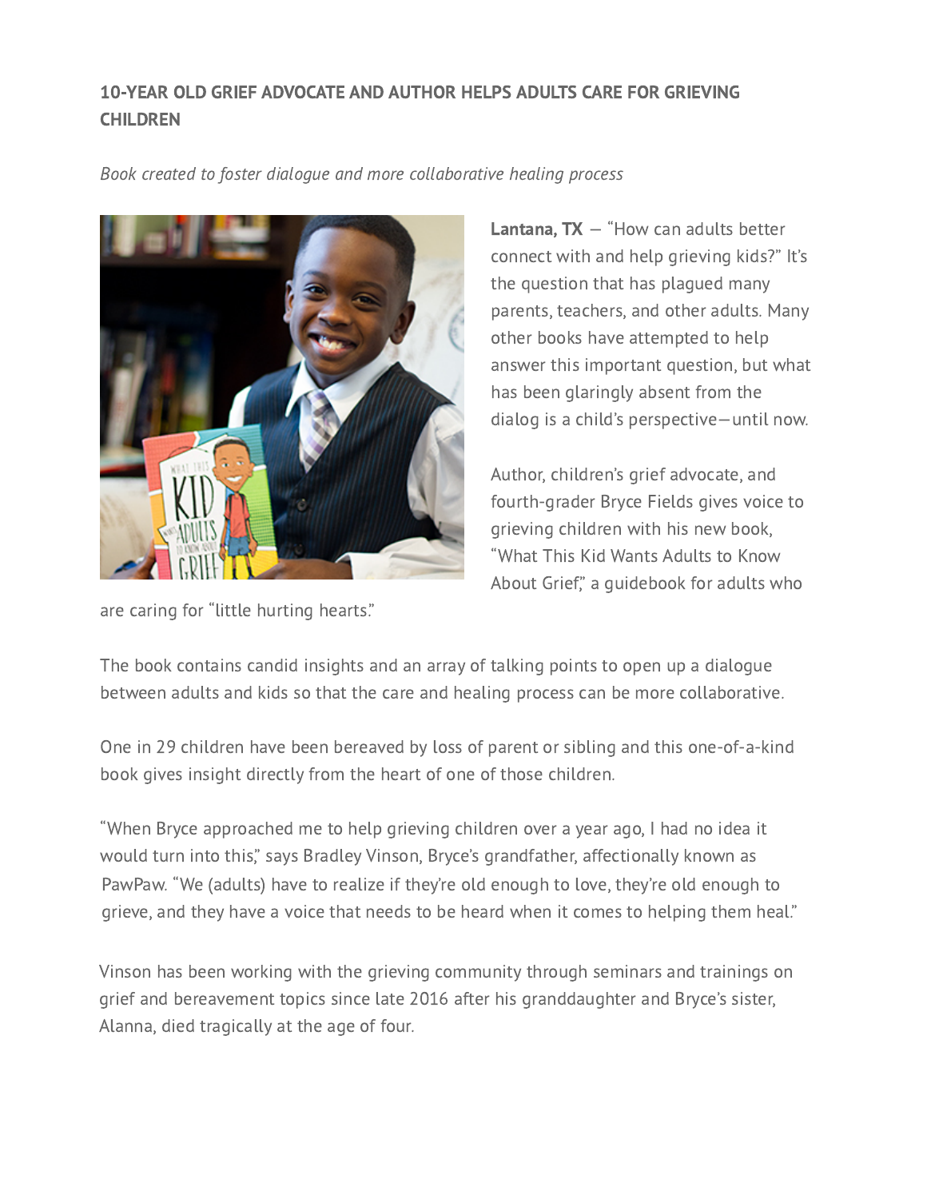**10-YEAR OLD GRIEF ADVOCATE AND AUTHOR HELPS ADULTS CARE FOR GRIEVING CHILDREN**

*Book created to foster dialogue and more collaborative healing process*

**Lantana, TX** — "How can adults better connect with and help grieving kids?" It's the question that has plagued many parents, teachers, and other adults. Many other books have attempted to help answer this important question, but what has been glaringly absent from the dialog is a child's perspective—until now.

Author, children's grief advocate, and fourth-grader Bryce Fields gives voice to grieving children with his new book, "What This Kid Wants Adults to Know About Grief," a guidebook for adults who are caring for "little hurting hearts."

The book contains candid insights and an array of talking points to open up a dialogue between adults and kids so that the care and healing process can be more collaborative.

One in 29 children have been bereaved by loss of parent or sibling and this one-of-a-kind book gives insight directly from the heart of one of those children.

"When Bryce approached me to help grieving children over a year ago, I had no idea it would turn into this," says Bradley Vinson, Bryce's grandfather, affectionately known as PawPaw. "We (adults) have to realize if they're old enough to love, they're old enough to grieve, and they have a voice that needs to be heard when it comes to helping them heal."

Vinson has been working with the grieving community through seminars and trainings on grief and bereavement topics since late 2016 after his granddaughter and Bryce's sister, Alanna, died tragically at the age of four.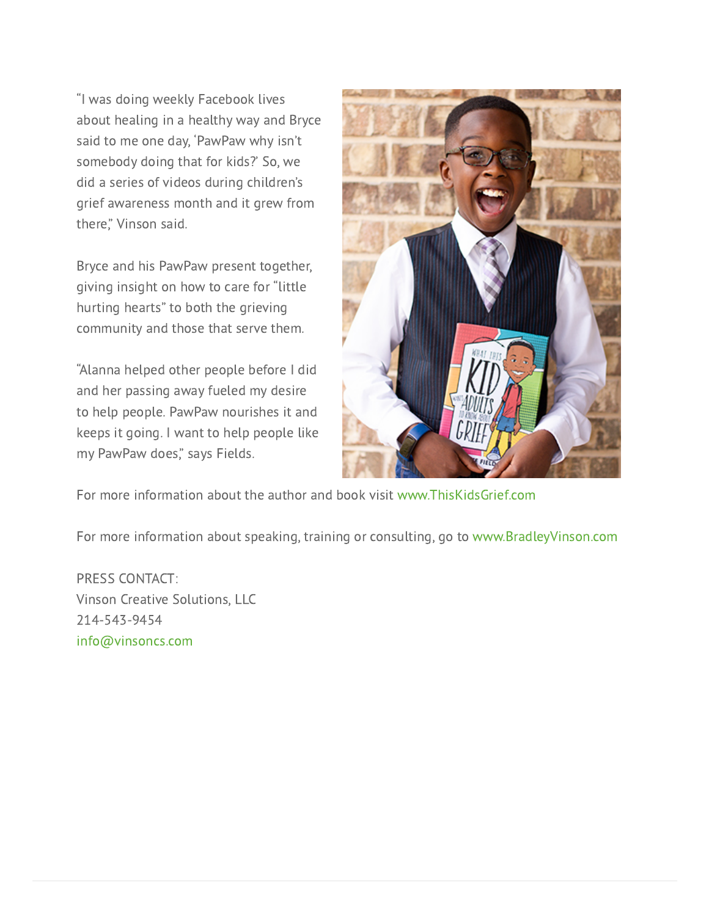"I was doing weekly Facebook lives about healing in a healthy way and Bryce said to me one day, 'PawPaw why isn't somebody doing that for kids?' So, we did a series of videos during children's grief awareness month and it grew from there," Vinson said.

Bryce and his PawPaw present together, giving insight on how to care for "little hurting hearts" to both the grieving community and those that serve them.

"Alanna helped other people before I did and her passing away fueled my desire to help people. PawPaw nourishes it and keeps it going. I want to help people like my PawPaw does," says Fields.

For more information about the author and book visit www.ThisKidsGrief.com

For more information about speaking, training or consulting, go to www.BradleyVinson.com

PRESS CONTACT:
Vinson Creative Solutions, LLC
214-543-9454
info@vinsoncs.com